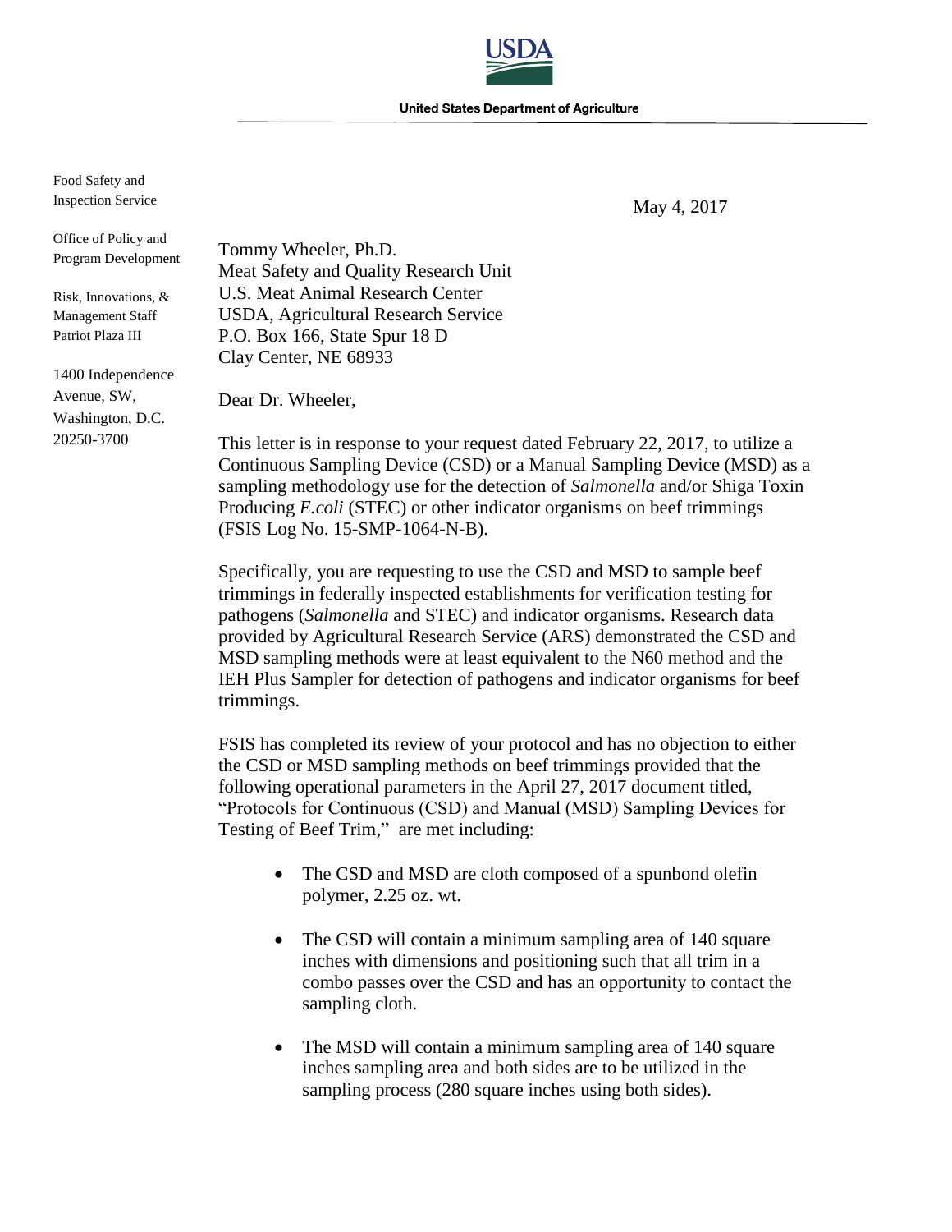United States Department of Agriculture

Food Safety and Inspection Service

Office of Policy and Program Development

Risk, Innovations, & Management Staff
Patriot Plaza III

1400 Independence Avenue, SW,
Washington, D.C. 20250-3700

May 4, 2017

Tommy Wheeler, Ph.D.
Meat Safety and Quality Research Unit
U.S. Meat Animal Research Center
USDA, Agricultural Research Service
P.O. Box 166, State Spur 18 D
Clay Center, NE 68933

Dear Dr. Wheeler,

This letter is in response to your request dated February 22, 2017, to utilize a Continuous Sampling Device (CSD) or a Manual Sampling Device (MSD) as a sampling methodology use for the detection of *Salmonella* and/or Shiga Toxin Producing *E.coli* (STEC) or other indicator organisms on beef trimmings (FSIS Log No. 15-SMP-1064-N-B).

Specifically, you are requesting to use the CSD and MSD to sample beef trimmings in federally inspected establishments for verification testing for pathogens (*Salmonella* and STEC) and indicator organisms. Research data provided by Agricultural Research Service (ARS) demonstrated the CSD and MSD sampling methods were at least equivalent to the N60 method and the IEH Plus Sampler for detection of pathogens and indicator organisms for beef trimmings.

FSIS has completed its review of your protocol and has no objection to either the CSD or MSD sampling methods on beef trimmings provided that the following operational parameters in the April 27, 2017 document titled, "Protocols for Continuous (CSD) and Manual (MSD) Sampling Devices for Testing of Beef Trim," are met including:

- The CSD and MSD are cloth composed of a spunbond olefin polymer, 2.25 oz. wt.
- The CSD will contain a minimum sampling area of 140 square inches with dimensions and positioning such that all trim in a combo passes over the CSD and has an opportunity to contact the sampling cloth.
- The MSD will contain a minimum sampling area of 140 square inches sampling area and both sides are to be utilized in the sampling process (280 square inches using both sides).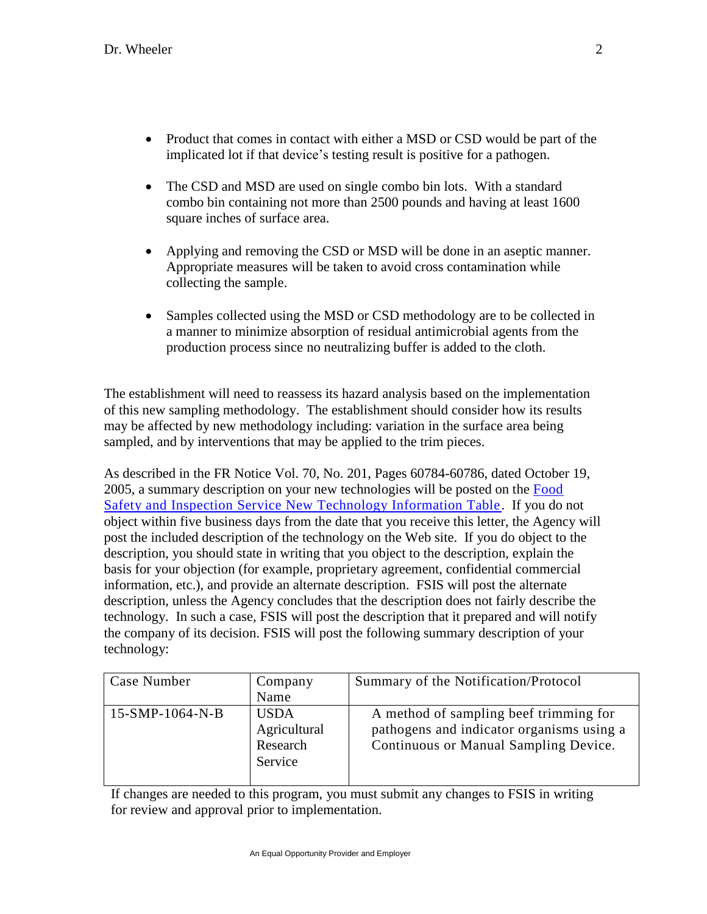- Product that comes in contact with either a MSD or CSD would be part of the implicated lot if that device's testing result is positive for a pathogen.

- The CSD and MSD are used on single combo bin lots. With a standard combo bin containing not more than 2500 pounds and having at least 1600 square inches of surface area.

- Applying and removing the CSD or MSD will be done in an aseptic manner. Appropriate measures will be taken to avoid cross contamination while collecting the sample.

- Samples collected using the MSD or CSD methodology are to be collected in a manner to minimize absorption of residual antimicrobial agents from the production process since no neutralizing buffer is added to the cloth.

The establishment will need to reassess its hazard analysis based on the implementation of this new sampling methodology. The establishment should consider how its results may be affected by new methodology including: variation in the surface area being sampled, and by interventions that may be applied to the trim pieces.

As described in the FR Notice Vol. 70, No. 201, Pages 60784-60786, dated October 19, 2005, a summary description on your new technologies will be posted on the Food Safety and Inspection Service New Technology Information Table. If you do not object within five business days from the date that you receive this letter, the Agency will post the included description of the technology on the Web site. If you do object to the description, you should state in writing that you object to the description, explain the basis for your objection (for example, proprietary agreement, confidential commercial information, etc.), and provide an alternate description. FSIS will post the alternate description, unless the Agency concludes that the description does not fairly describe the technology. In such a case, FSIS will post the description that it prepared and will notify the company of its decision. FSIS will post the following summary description of your technology:

| Case Number | Company Name | Summary of the Notification/Protocol |
|---|---|---|
| 15-SMP-1064-N-B | USDA Agricultural Research Service | A method of sampling beef trimming for pathogens and indicator organisms using a Continuous or Manual Sampling Device. |

If changes are needed to this program, you must submit any changes to FSIS in writing for review and approval prior to implementation.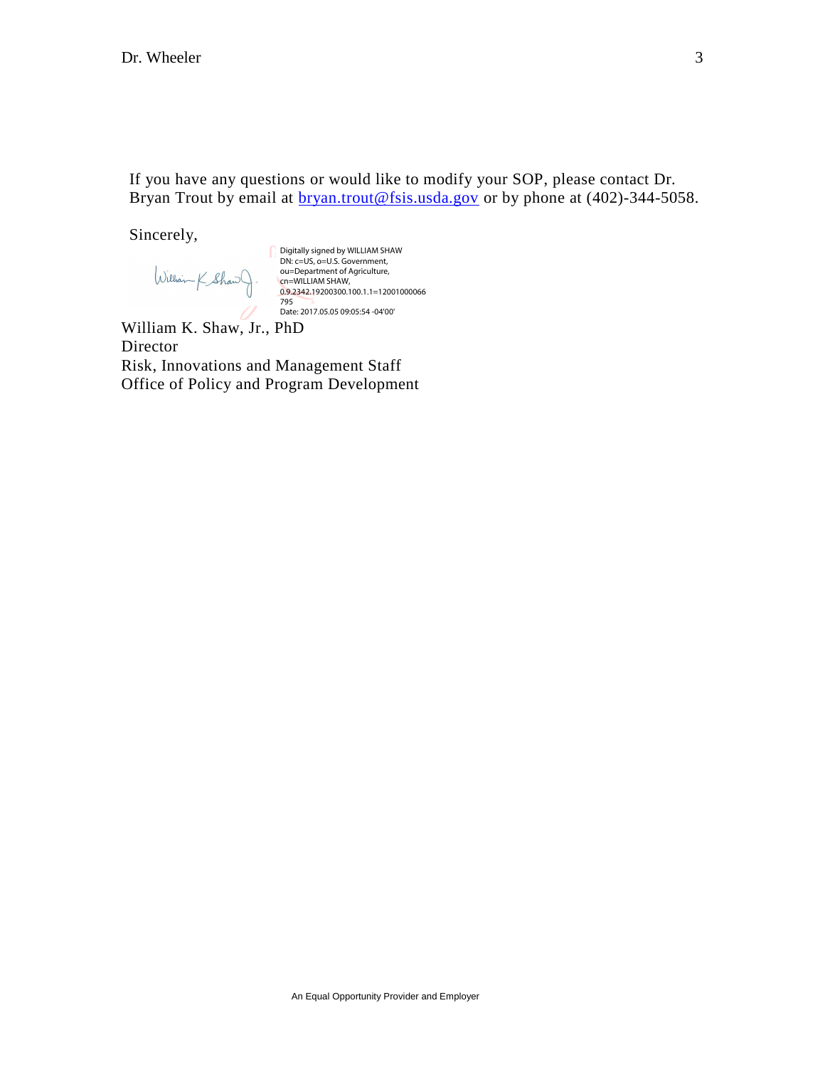If you have any questions or would like to modify your SOP, please contact Dr. Bryan Trout by email at bryan.trout@fsis.usda.gov or by phone at (402)-344-5058.

Sincerely,

Digitally signed by WILLIAM SHAW
DN: c=US, o=U.S. Government, ou=Department of Agriculture, cn=WILLIAM SHAW, 0.9.2342.19200300.100.1.1=12001000066795
Date: 2017.05.05 09:05:54 -04'00'

William K. Shaw, Jr., PhD
Director
Risk, Innovations and Management Staff
Office of Policy and Program Development

An Equal Opportunity Provider and Employer